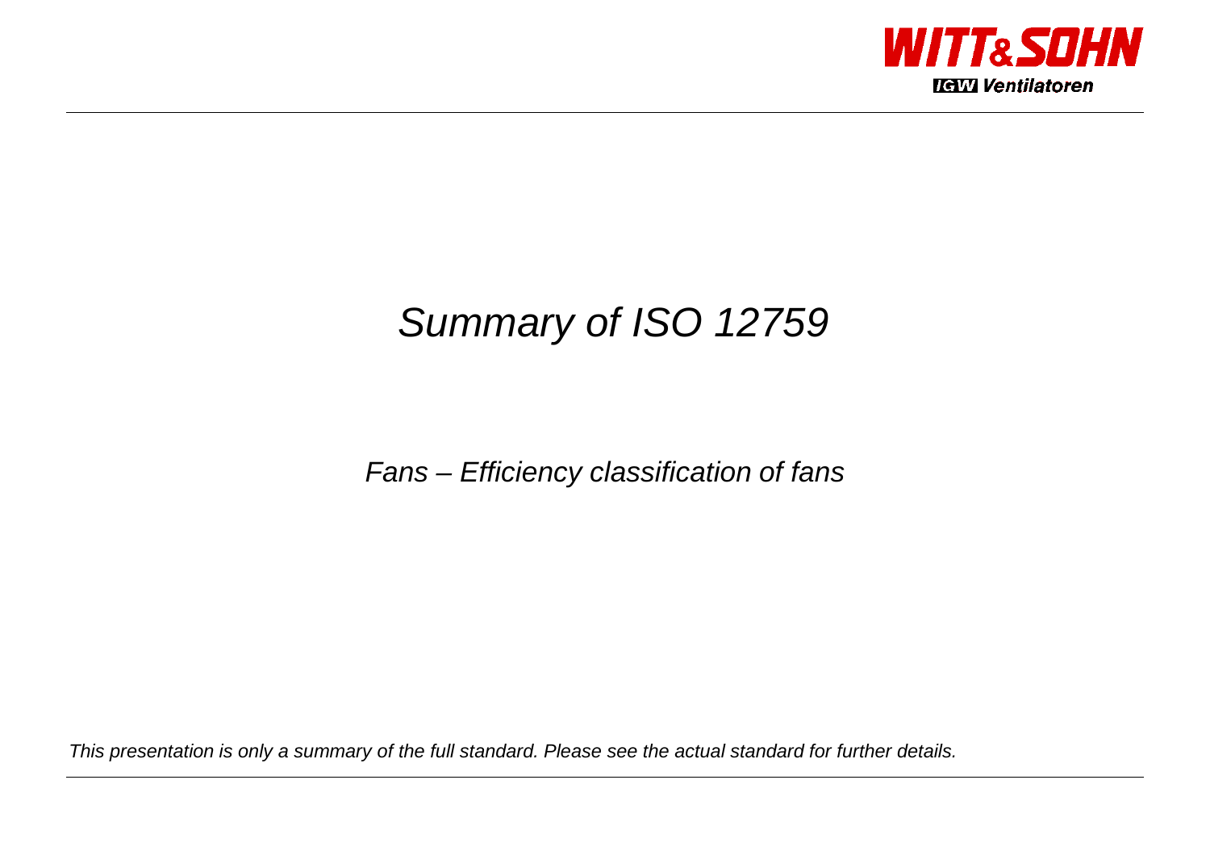# *Summary of ISO 12759*

*Fans – Efficiency classification of fans*

*This presentation is only a summary of the full standard. Please see the actual standard for further details.*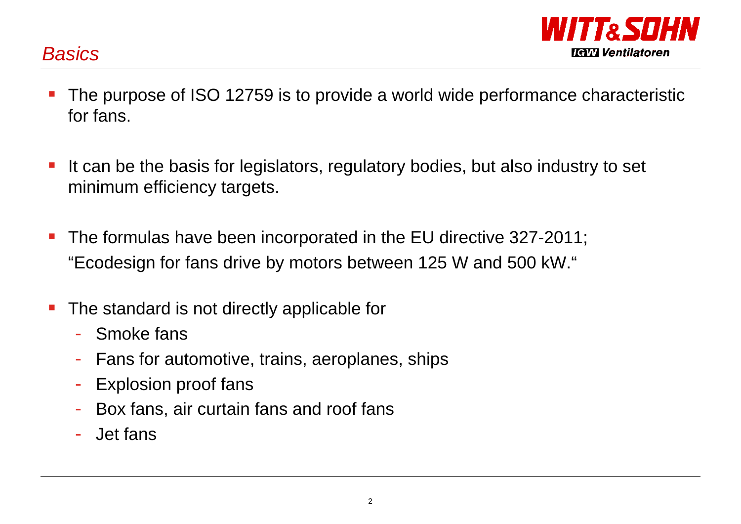# *Basics*

- The purpose of ISO 12759 is to provide a world wide performance characteristic for fans.
- It can be the basis for legislators, regulatory bodies, but also industry to set minimum efficiency targets.
- The formulas have been incorporated in the EU directive 327-2011; "Ecodesign for fans drive by motors between 125 W and 500 kW."
- The standard is not directly applicable for
  - Smoke fans
  - Fans for automotive, trains, aeroplanes, ships
  - Explosion proof fans
  - Box fans, air curtain fans and roof fans
  - Jet fans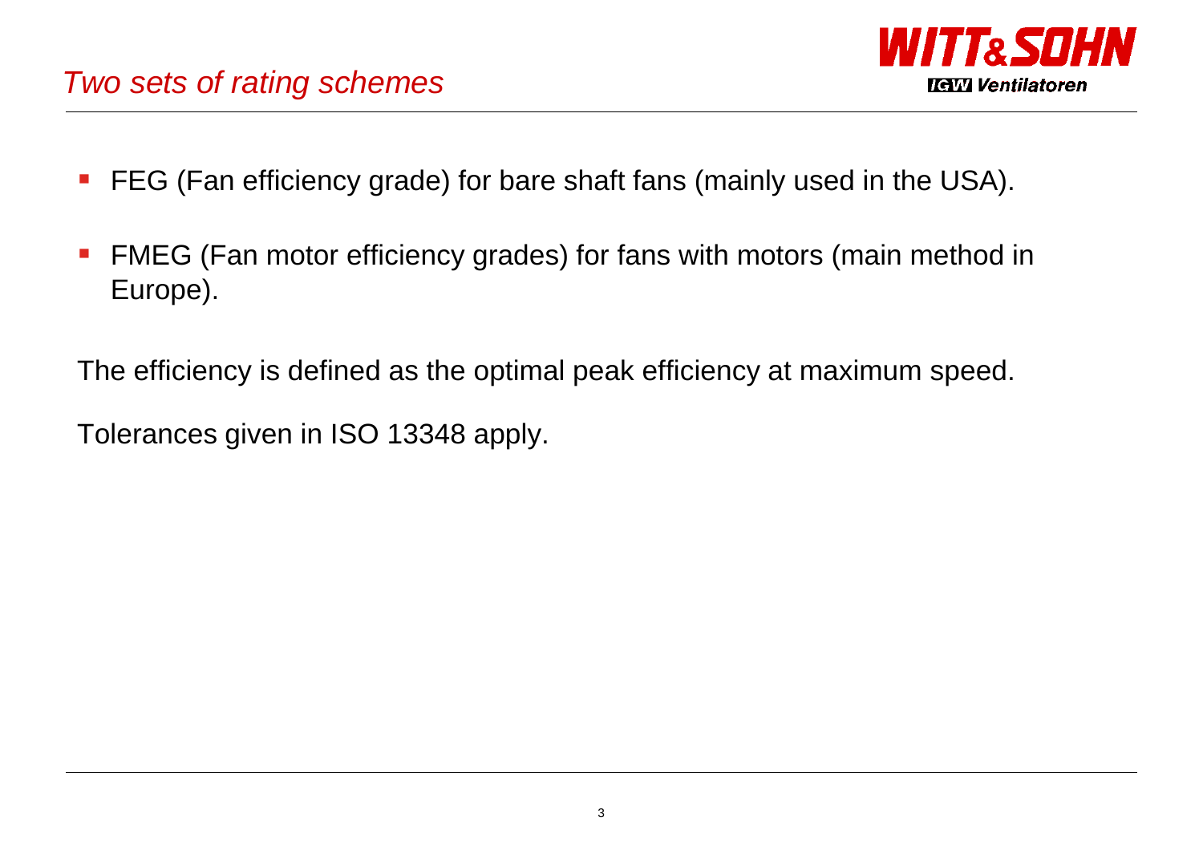## *Two sets of rating schemes*

- FEG (Fan efficiency grade) for bare shaft fans (mainly used in the USA).
- FMEG (Fan motor efficiency grades) for fans with motors (main method in Europe).

The efficiency is defined as the optimal peak efficiency at maximum speed.

Tolerances given in ISO 13348 apply.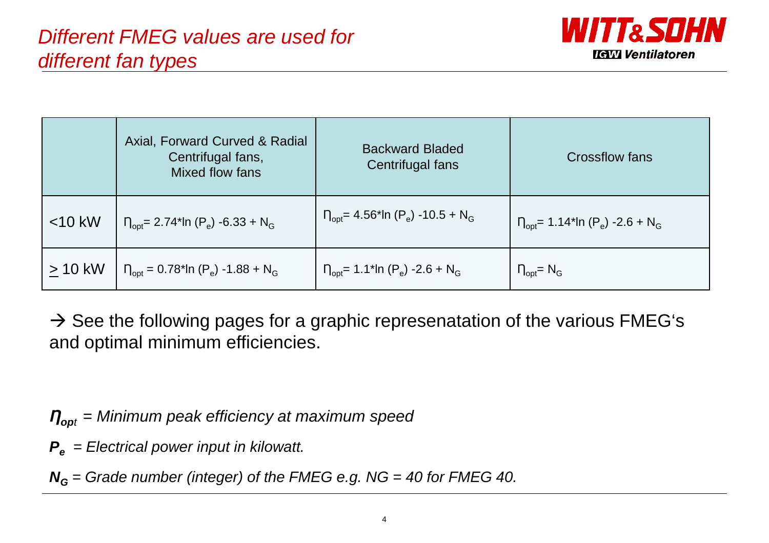# *Different FMEG values are used for different fan types*

| | Axial, Forward Curved & Radial Centrifugal fans, Mixed flow fans | Backward Bladed Centrifugal fans | Crossflow fans |
|---|---|---|---|
| <10 kW | $\eta_{opt}$= 2.74*ln ($P_e$) -6.33 + $N_G$ | $\eta_{opt}$= 4.56*ln ($P_e$) -10.5 + $N_G$ | $\eta_{opt}$= 1.14*ln ($P_e$) -2.6 + $N_G$ |
| $\geq$ 10 kW | $\eta_{opt}$ = 0.78*ln ($P_e$) -1.88 + $N_G$ | $\eta_{opt}$= 1.1*ln ($P_e$) -2.6 + $N_G$ | $\eta_{opt}$= $N_G$ |

→ See the following pages for a graphic represenatation of the various FMEG's and optimal minimum efficiencies.

*$\eta_{opt}$ = Minimum peak efficiency at maximum speed*

*$P_e$ = Electrical power input in kilowatt.*

*$N_G$ = Grade number (integer) of the FMEG e.g. NG = 40 for FMEG 40.*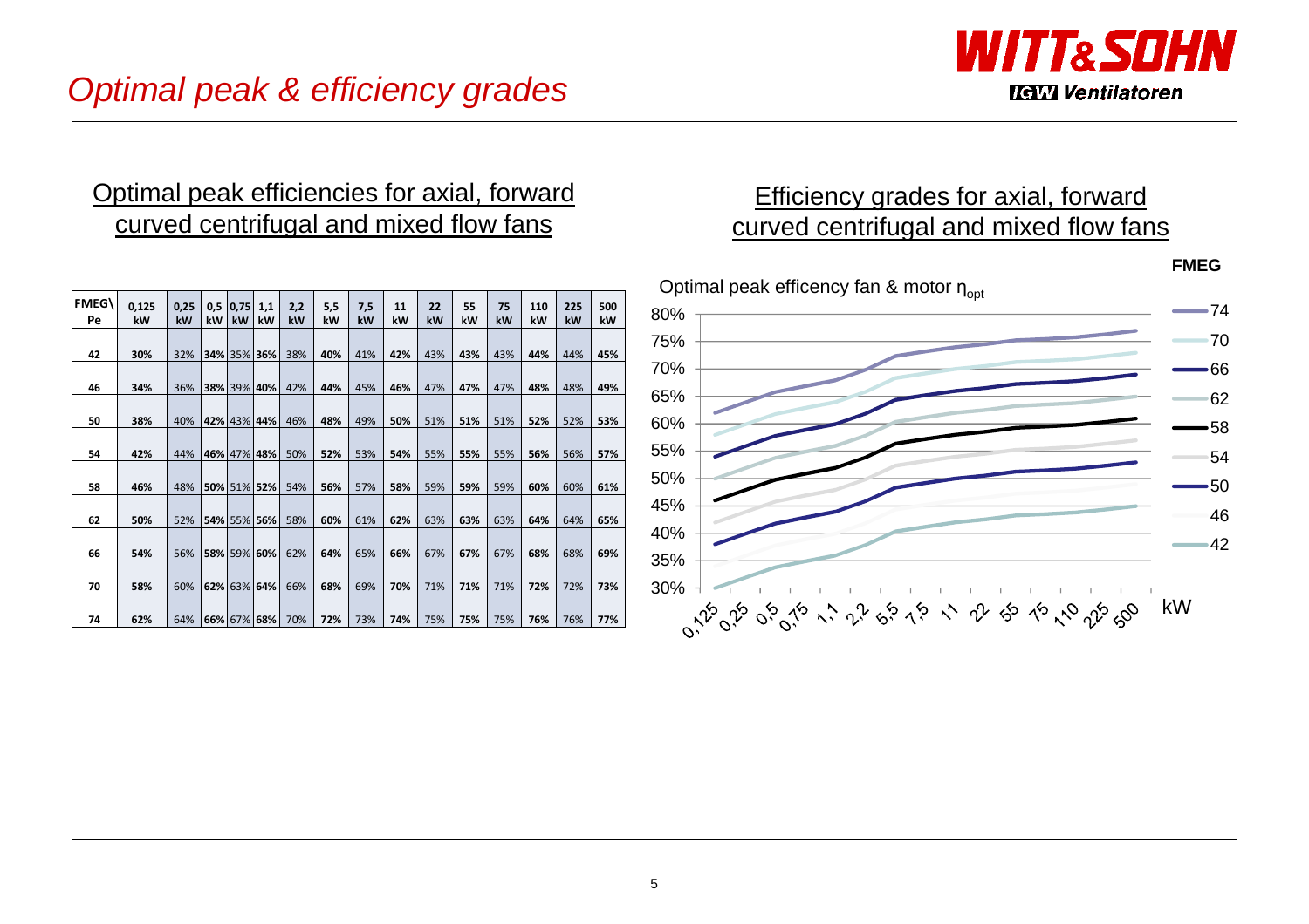# Optimal peak & efficiency grades

## Optimal peak efficiencies for axial, forward curved centrifugal and mixed flow fans

| FMEG\ Pe | 0,125 kW | 0,25 kW | 0,5 kW | 0,75 kW | 1,1 kW | 2,2 kW | 5,5 kW | 7,5 kW | 11 kW | 22 kW | 55 kW | 75 kW | 110 kW | 225 kW | 500 kW |
|---|---|---|---|---|---|---|---|---|---|---|---|---|---|---|---|
| 42 | 30% | 32% | 34% | 35% | 36% | 38% | 40% | 41% | 42% | 43% | 43% | 43% | 44% | 44% | 45% |
| 46 | 34% | 36% | 38% | 39% | 40% | 42% | 44% | 45% | 46% | 47% | 47% | 47% | 48% | 48% | 49% |
| 50 | 38% | 40% | 42% | 43% | 44% | 46% | 48% | 49% | 50% | 51% | 51% | 51% | 52% | 52% | 53% |
| 54 | 42% | 44% | 46% | 47% | 48% | 50% | 52% | 53% | 54% | 55% | 55% | 55% | 56% | 56% | 57% |
| 58 | 46% | 48% | 50% | 51% | 52% | 54% | 56% | 57% | 58% | 59% | 59% | 59% | 60% | 60% | 61% |
| 62 | 50% | 52% | 54% | 55% | 56% | 58% | 60% | 61% | 62% | 63% | 63% | 63% | 64% | 64% | 65% |
| 66 | 54% | 56% | 58% | 59% | 60% | 62% | 64% | 65% | 66% | 67% | 67% | 67% | 68% | 68% | 69% |
| 70 | 58% | 60% | 62% | 63% | 64% | 66% | 68% | 69% | 70% | 71% | 71% | 71% | 72% | 72% | 73% |
| 74 | 62% | 64% | 66% | 67% | 68% | 70% | 72% | 73% | 74% | 75% | 75% | 75% | 76% | 76% | 77% |

## Efficiency grades for axial, forward curved centrifugal and mixed flow fans

Optimal peak efficency fan & motor $\eta_{opt}$

FMEG: 74, 70, 66, 62, 58, 54, 50, 46, 42

Y-axis: 30% – 80%

X-axis (kW): 0,125; 0,25; 0,5; 0,75; 1,1; 2,2; 5,5; 7,5; 11; 22; 55; 75; 110; 225; 500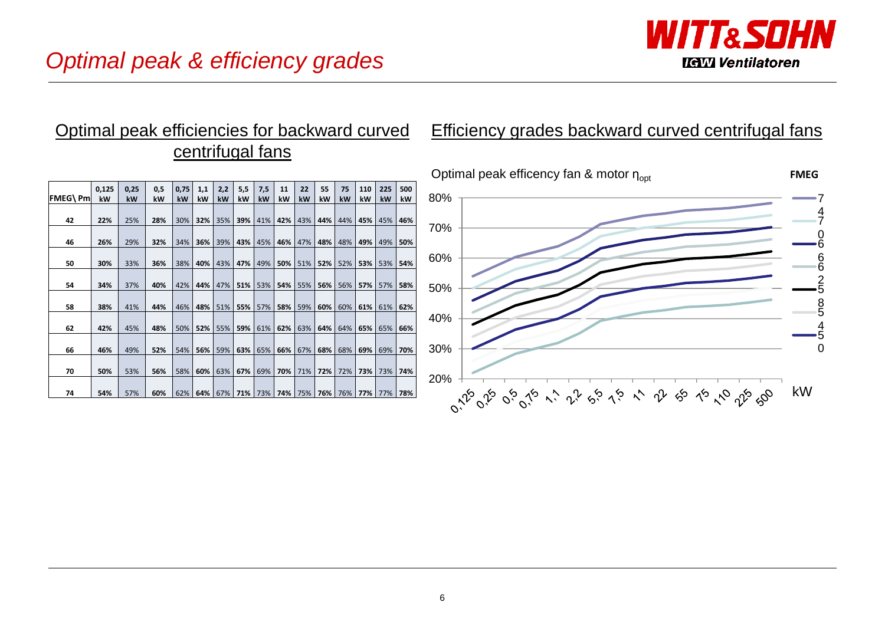# Optimal peak & efficiency grades

## Optimal peak efficiencies for backward curved centrifugal fans

| FMEG\ Pm | 0,125 kW | 0,25 kW | 0,5 kW | 0,75 kW | 1,1 kW | 2,2 kW | 5,5 kW | 7,5 kW | 11 kW | 22 kW | 55 kW | 75 kW | 110 kW | 225 kW | 500 kW |
|---|---|---|---|---|---|---|---|---|---|---|---|---|---|---|---|
| 42 | 22% | 25% | 28% | 30% | 32% | 35% | 39% | 41% | 42% | 43% | 44% | 44% | 45% | 45% | 46% |
| 46 | 26% | 29% | 32% | 34% | 36% | 39% | 43% | 45% | 46% | 47% | 48% | 48% | 49% | 49% | 50% |
| 50 | 30% | 33% | 36% | 38% | 40% | 43% | 47% | 49% | 50% | 51% | 52% | 52% | 53% | 53% | 54% |
| 54 | 34% | 37% | 40% | 42% | 44% | 47% | 51% | 53% | 54% | 55% | 56% | 56% | 57% | 57% | 58% |
| 58 | 38% | 41% | 44% | 46% | 48% | 51% | 55% | 57% | 58% | 59% | 60% | 60% | 61% | 61% | 62% |
| 62 | 42% | 45% | 48% | 50% | 52% | 55% | 59% | 61% | 62% | 63% | 64% | 64% | 65% | 65% | 66% |
| 66 | 46% | 49% | 52% | 54% | 56% | 59% | 63% | 65% | 66% | 67% | 68% | 68% | 69% | 69% | 70% |
| 70 | 50% | 53% | 56% | 58% | 60% | 63% | 67% | 69% | 70% | 71% | 72% | 72% | 73% | 73% | 74% |
| 74 | 54% | 57% | 60% | 62% | 64% | 67% | 71% | 73% | 74% | 75% | 76% | 76% | 77% | 77% | 78% |

## Efficiency grades backward curved centrifugal fans

Optimal peak efficency fan & motor $\eta_{opt}$

FMEG: 74, 70, 66, 62, 58, 54, 50, 46, 42

y-axis: 20% – 80%

x-axis (kW): 0,125; 0,25; 0,5; 0,75; 1,1; 2,2; 5,5; 7,5; 11; 22; 55; 75; 110; 225; 500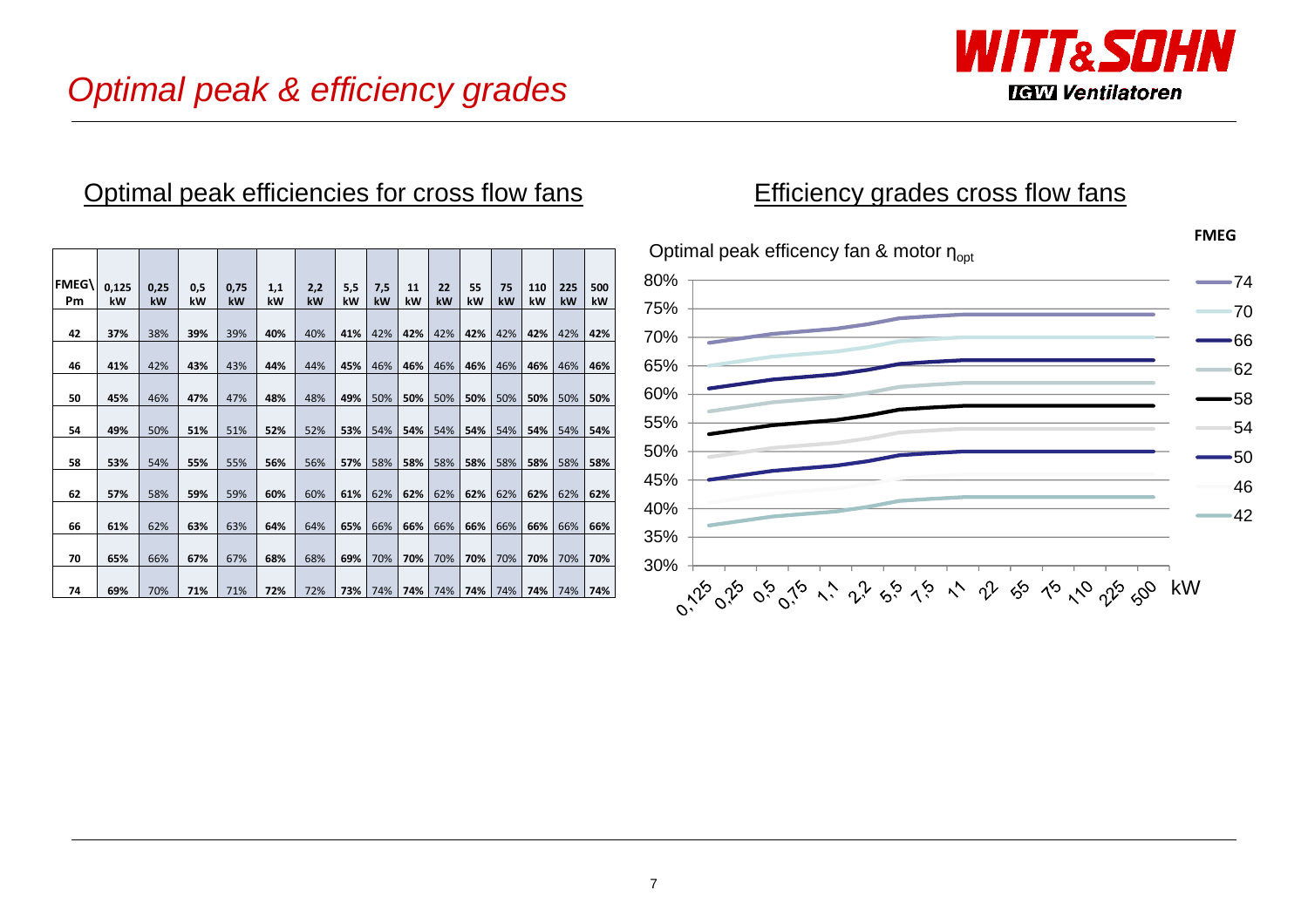# Optimal peak & efficiency grades

## Optimal peak efficiencies for cross flow fans

| FMEG\ Pm | 0,125 kW | 0,25 kW | 0,5 kW | 0,75 kW | 1,1 kW | 2,2 kW | 5,5 kW | 7,5 kW | 11 kW | 22 kW | 55 kW | 75 kW | 110 kW | 225 kW | 500 kW |
|---|---|---|---|---|---|---|---|---|---|---|---|---|---|---|---|
| **42** | **37%** | 38% | **39%** | 39% | **40%** | 40% | **41%** | 42% | **42%** | 42% | **42%** | 42% | **42%** | 42% | **42%** |
| **46** | **41%** | 42% | **43%** | 43% | **44%** | 44% | **45%** | 46% | **46%** | 46% | **46%** | 46% | **46%** | 46% | **46%** |
| **50** | **45%** | 46% | **47%** | 47% | **48%** | 48% | **49%** | 50% | **50%** | 50% | **50%** | 50% | **50%** | 50% | **50%** |
| **54** | **49%** | 50% | **51%** | 51% | **52%** | 52% | **53%** | 54% | **54%** | 54% | **54%** | 54% | **54%** | 54% | **54%** |
| **58** | **53%** | 54% | **55%** | 55% | **56%** | 56% | **57%** | 58% | **58%** | 58% | **58%** | 58% | **58%** | 58% | **58%** |
| **62** | **57%** | 58% | **59%** | 59% | **60%** | 60% | **61%** | 62% | **62%** | 62% | **62%** | 62% | **62%** | 62% | **62%** |
| **66** | **61%** | 62% | **63%** | 63% | **64%** | 64% | **65%** | 66% | **66%** | 66% | **66%** | 66% | **66%** | 66% | **66%** |
| **70** | **65%** | 66% | **67%** | 67% | **68%** | 68% | **69%** | 70% | **70%** | 70% | **70%** | 70% | **70%** | 70% | **70%** |
| **74** | **69%** | 70% | **71%** | 71% | **72%** | 72% | **73%** | 74% | **74%** | 74% | **74%** | 74% | **74%** | 74% | **74%** |

## Efficiency grades cross flow fans

Optimal peak efficency fan & motor $\eta_{opt}$

FMEG: 74, 70, 66, 62, 58, 54, 50, 46, 42

y-axis: 30% – 80%; x-axis (kW): 0,125; 0,25; 0,5; 0,75; 1,1; 2,2; 5,5; 7,5; 11; 22; 55; 75; 110; 225; 500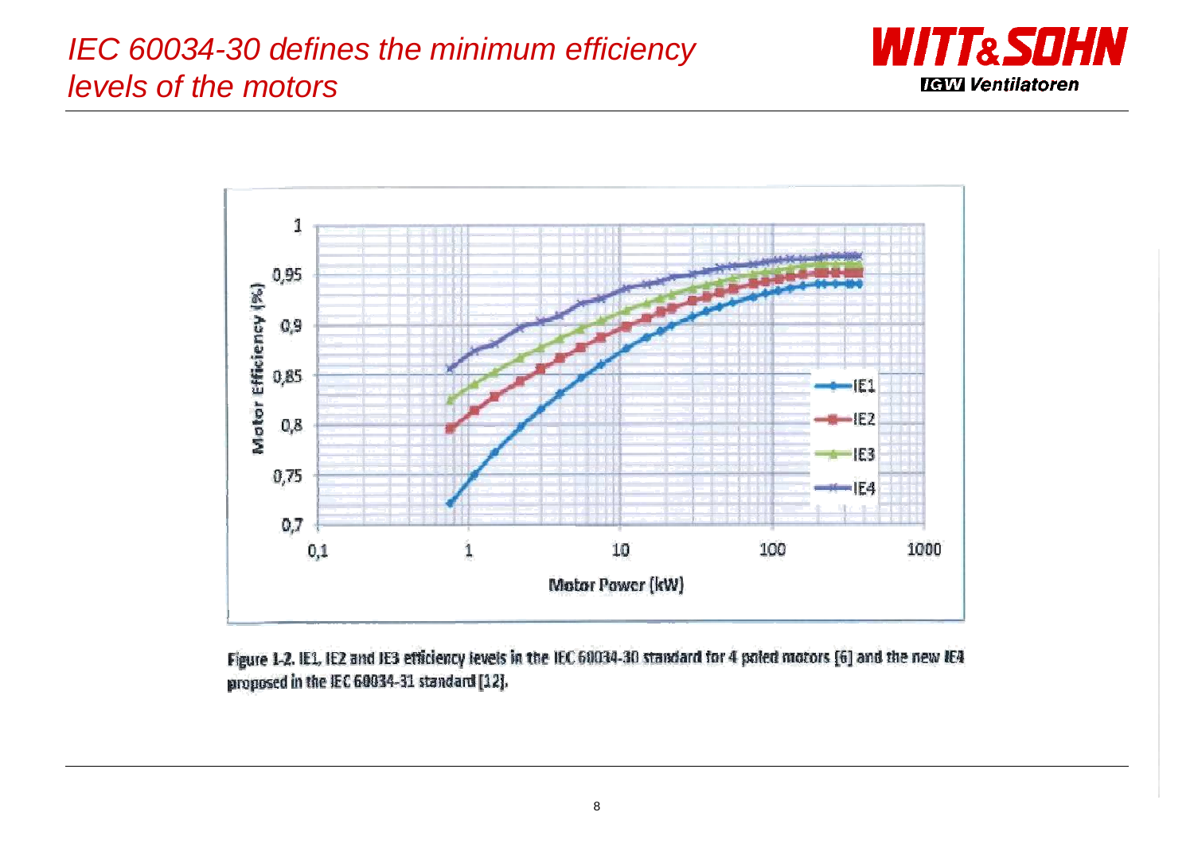# *IEC 60034-30 defines the minimum efficiency levels of the motors*

Figure 1-2. IE1, IE2 and IE3 efficiency levels in the IEC 60034-30 standard for 4 poled motors [6] and the new IE4 proposed in the IEC 60034-31 standard [12].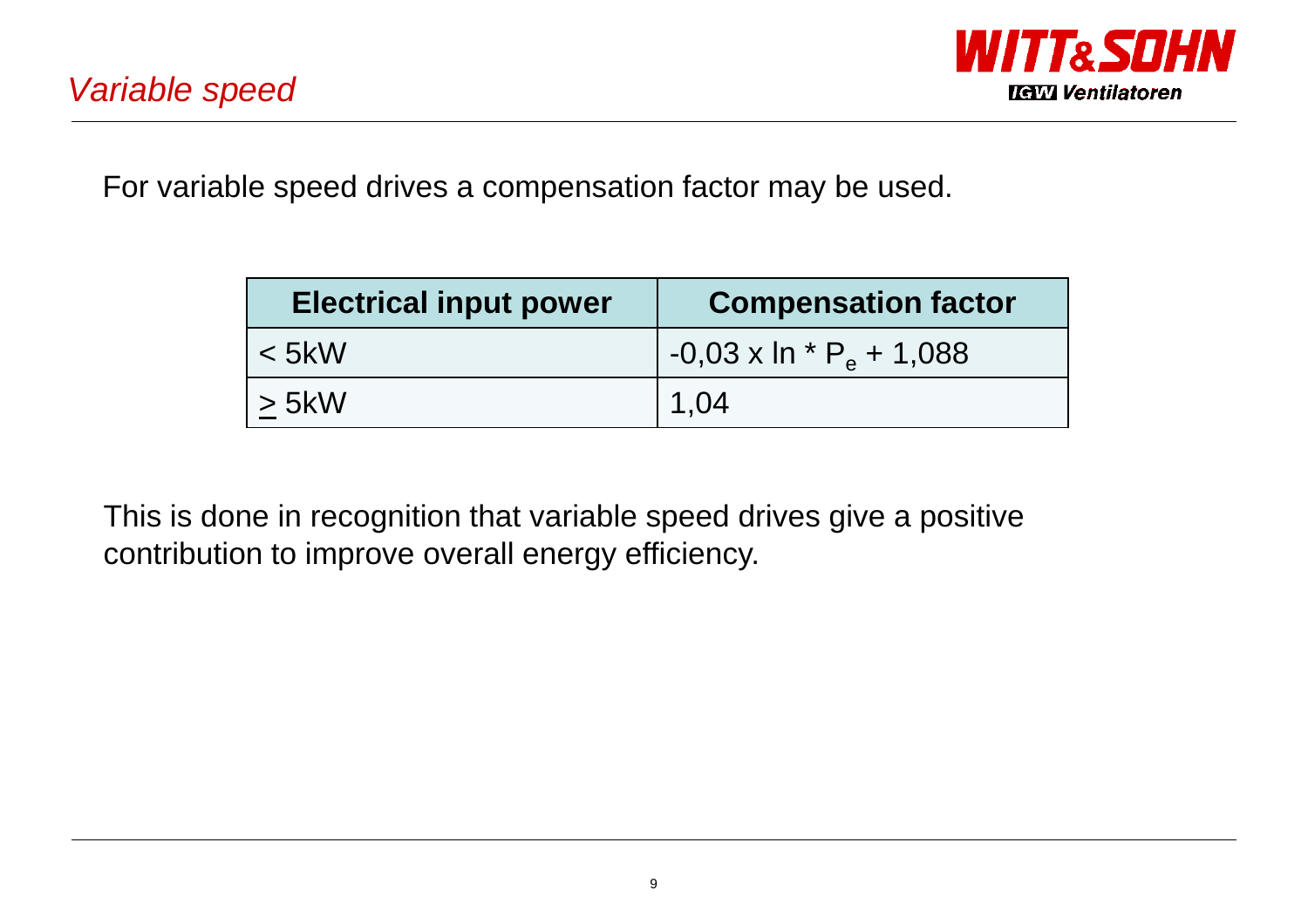## *Variable speed*

For variable speed drives a compensation factor may be used.

| Electrical input power | Compensation factor |
| --- | --- |
| < 5kW | $-0{,}03 \times \ln * P_e + 1{,}088$ |
| $\geq$ 5kW | 1,04 |

This is done in recognition that variable speed drives give a positive contribution to improve overall energy efficiency.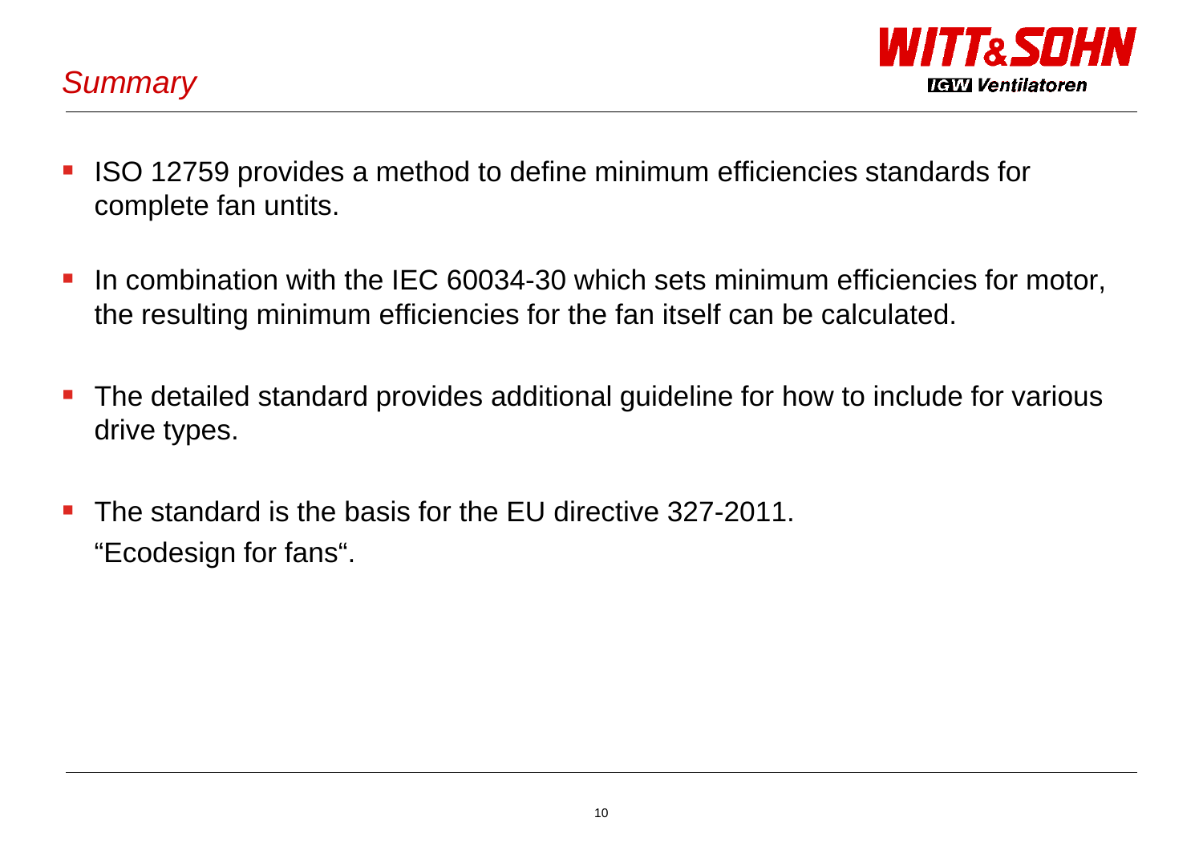# *Summary*

- ISO 12759 provides a method to define minimum efficiencies standards for complete fan untits.
- In combination with the IEC 60034-30 which sets minimum efficiencies for motor, the resulting minimum efficiencies for the fan itself can be calculated.
- The detailed standard provides additional guideline for how to include for various drive types.
- The standard is the basis for the EU directive 327-2011. "Ecodesign for fans".